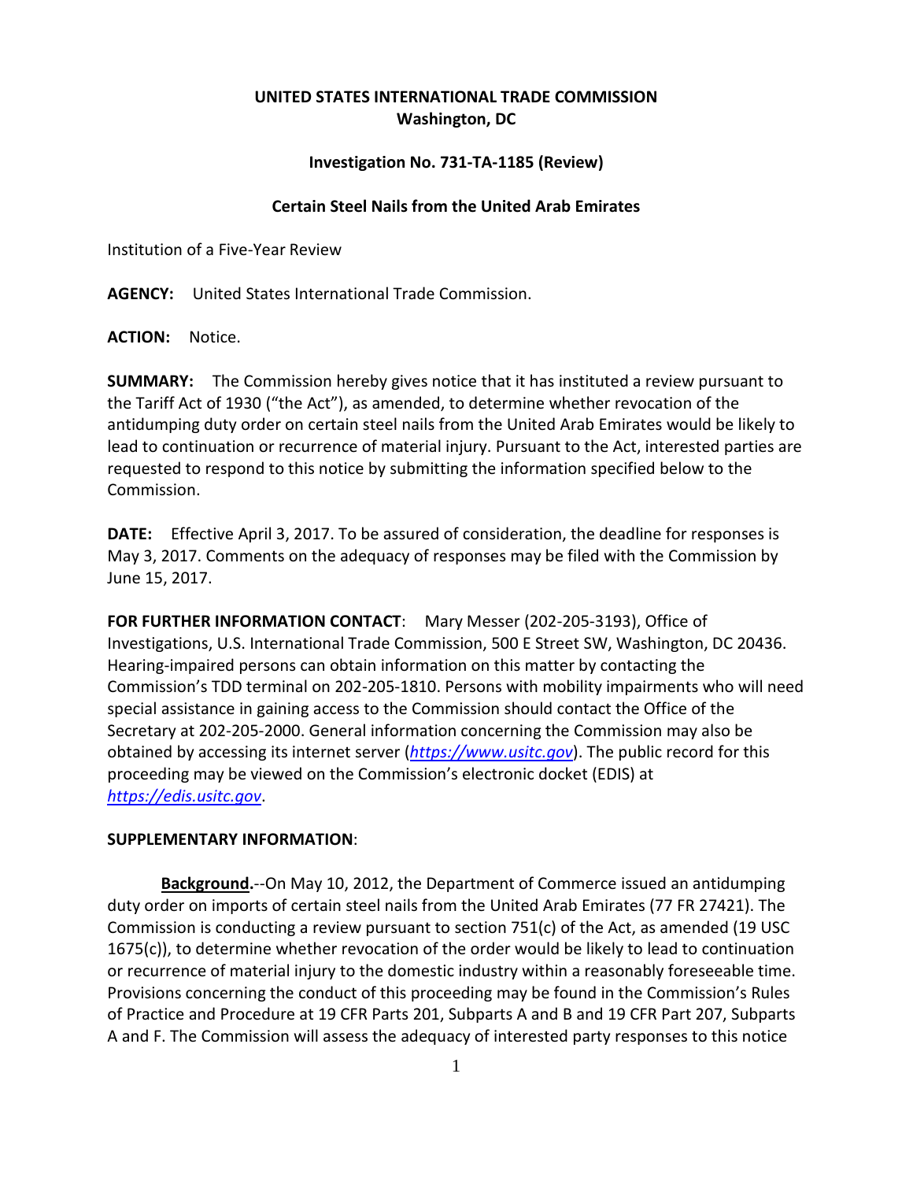**UNITED STATES INTERNATIONAL TRADE COMMISSION**
**Washington, DC**

**Investigation No. 731-TA-1185 (Review)**

**Certain Steel Nails from the United Arab Emirates**

Institution of a Five-Year Review

**AGENCY:** United States International Trade Commission.

**ACTION:** Notice.

**SUMMARY:** The Commission hereby gives notice that it has instituted a review pursuant to the Tariff Act of 1930 ("the Act"), as amended, to determine whether revocation of the antidumping duty order on certain steel nails from the United Arab Emirates would be likely to lead to continuation or recurrence of material injury. Pursuant to the Act, interested parties are requested to respond to this notice by submitting the information specified below to the Commission.

**DATE:** Effective April 3, 2017. To be assured of consideration, the deadline for responses is May 3, 2017. Comments on the adequacy of responses may be filed with the Commission by June 15, 2017.

**FOR FURTHER INFORMATION CONTACT**: Mary Messer (202-205-3193), Office of Investigations, U.S. International Trade Commission, 500 E Street SW, Washington, DC 20436. Hearing-impaired persons can obtain information on this matter by contacting the Commission's TDD terminal on 202-205-1810. Persons with mobility impairments who will need special assistance in gaining access to the Commission should contact the Office of the Secretary at 202-205-2000. General information concerning the Commission may also be obtained by accessing its internet server (*https://www.usitc.gov*). The public record for this proceeding may be viewed on the Commission's electronic docket (EDIS) at *https://edis.usitc.gov*.

**SUPPLEMENTARY INFORMATION**:

**Background.**--On May 10, 2012, the Department of Commerce issued an antidumping duty order on imports of certain steel nails from the United Arab Emirates (77 FR 27421). The Commission is conducting a review pursuant to section 751(c) of the Act, as amended (19 USC 1675(c)), to determine whether revocation of the order would be likely to lead to continuation or recurrence of material injury to the domestic industry within a reasonably foreseeable time. Provisions concerning the conduct of this proceeding may be found in the Commission's Rules of Practice and Procedure at 19 CFR Parts 201, Subparts A and B and 19 CFR Part 207, Subparts A and F. The Commission will assess the adequacy of interested party responses to this notice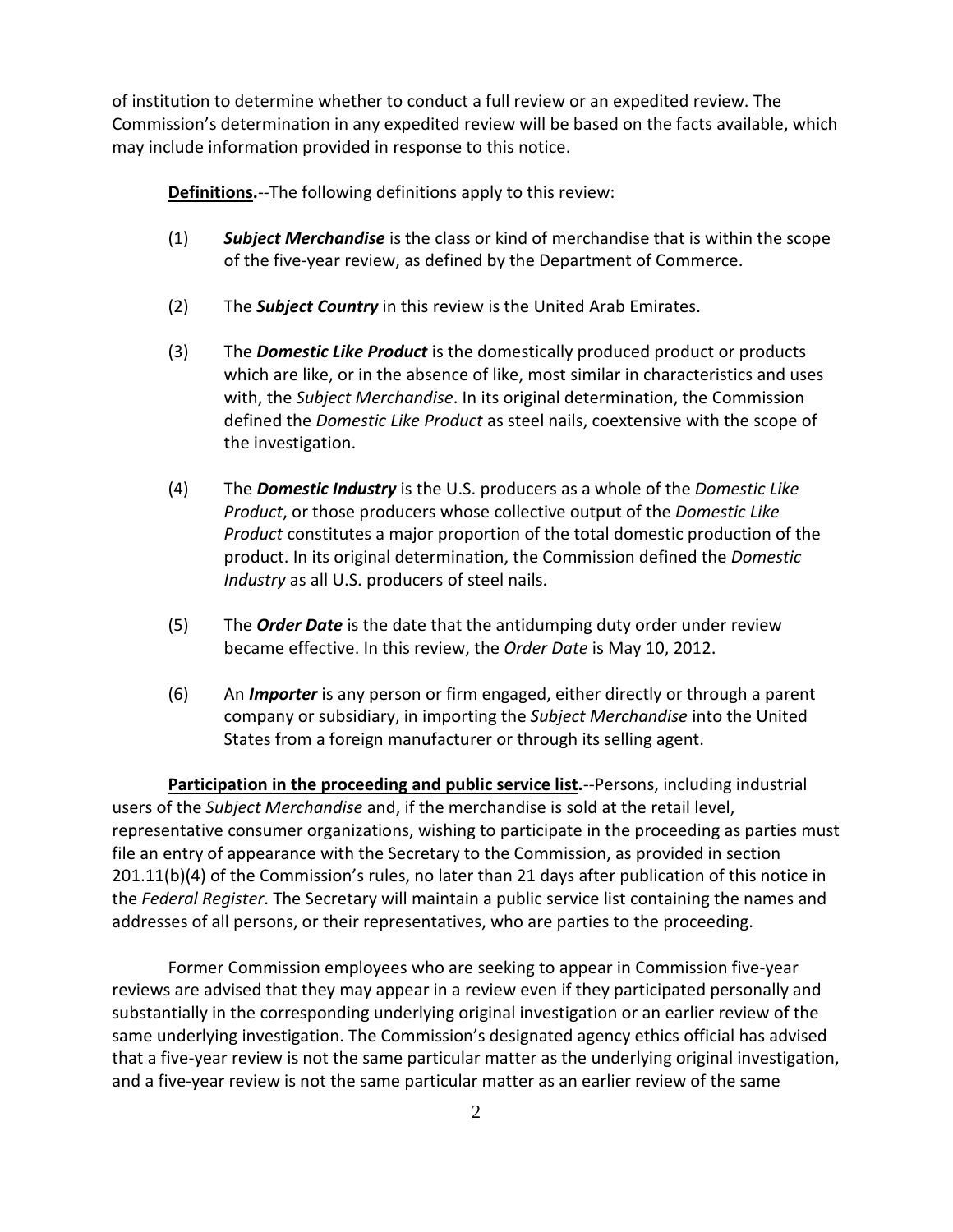of institution to determine whether to conduct a full review or an expedited review. The Commission's determination in any expedited review will be based on the facts available, which may include information provided in response to this notice.

**Definitions.**--The following definitions apply to this review:

(1) ***Subject Merchandise*** is the class or kind of merchandise that is within the scope of the five-year review, as defined by the Department of Commerce.

(2) The ***Subject Country*** in this review is the United Arab Emirates.

(3) The ***Domestic Like Product*** is the domestically produced product or products which are like, or in the absence of like, most similar in characteristics and uses with, the *Subject Merchandise*. In its original determination, the Commission defined the *Domestic Like Product* as steel nails, coextensive with the scope of the investigation.

(4) The ***Domestic Industry*** is the U.S. producers as a whole of the *Domestic Like Product*, or those producers whose collective output of the *Domestic Like Product* constitutes a major proportion of the total domestic production of the product. In its original determination, the Commission defined the *Domestic Industry* as all U.S. producers of steel nails.

(5) The ***Order Date*** is the date that the antidumping duty order under review became effective. In this review, the *Order Date* is May 10, 2012.

(6) An ***Importer*** is any person or firm engaged, either directly or through a parent company or subsidiary, in importing the *Subject Merchandise* into the United States from a foreign manufacturer or through its selling agent.

**Participation in the proceeding and public service list.**--Persons, including industrial users of the *Subject Merchandise* and, if the merchandise is sold at the retail level, representative consumer organizations, wishing to participate in the proceeding as parties must file an entry of appearance with the Secretary to the Commission, as provided in section 201.11(b)(4) of the Commission's rules, no later than 21 days after publication of this notice in the *Federal Register*. The Secretary will maintain a public service list containing the names and addresses of all persons, or their representatives, who are parties to the proceeding.

Former Commission employees who are seeking to appear in Commission five-year reviews are advised that they may appear in a review even if they participated personally and substantially in the corresponding underlying original investigation or an earlier review of the same underlying investigation. The Commission's designated agency ethics official has advised that a five-year review is not the same particular matter as the underlying original investigation, and a five-year review is not the same particular matter as an earlier review of the same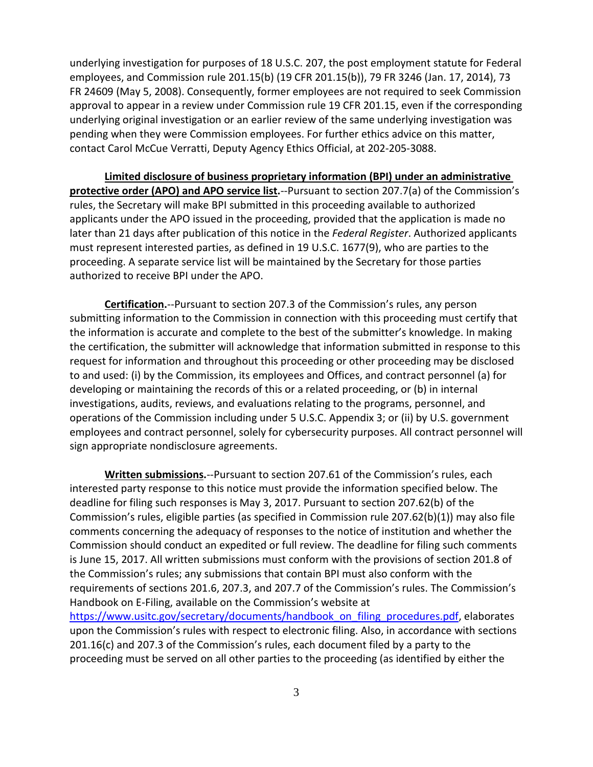underlying investigation for purposes of 18 U.S.C. 207, the post employment statute for Federal employees, and Commission rule 201.15(b) (19 CFR 201.15(b)), 79 FR 3246 (Jan. 17, 2014), 73 FR 24609 (May 5, 2008). Consequently, former employees are not required to seek Commission approval to appear in a review under Commission rule 19 CFR 201.15, even if the corresponding underlying original investigation or an earlier review of the same underlying investigation was pending when they were Commission employees. For further ethics advice on this matter, contact Carol McCue Verratti, Deputy Agency Ethics Official, at 202-205-3088.

**Limited disclosure of business proprietary information (BPI) under an administrative protective order (APO) and APO service list.**--Pursuant to section 207.7(a) of the Commission's rules, the Secretary will make BPI submitted in this proceeding available to authorized applicants under the APO issued in the proceeding, provided that the application is made no later than 21 days after publication of this notice in the *Federal Register*. Authorized applicants must represent interested parties, as defined in 19 U.S.C. 1677(9), who are parties to the proceeding. A separate service list will be maintained by the Secretary for those parties authorized to receive BPI under the APO.

**Certification.**--Pursuant to section 207.3 of the Commission's rules, any person submitting information to the Commission in connection with this proceeding must certify that the information is accurate and complete to the best of the submitter's knowledge. In making the certification, the submitter will acknowledge that information submitted in response to this request for information and throughout this proceeding or other proceeding may be disclosed to and used: (i) by the Commission, its employees and Offices, and contract personnel (a) for developing or maintaining the records of this or a related proceeding, or (b) in internal investigations, audits, reviews, and evaluations relating to the programs, personnel, and operations of the Commission including under 5 U.S.C. Appendix 3; or (ii) by U.S. government employees and contract personnel, solely for cybersecurity purposes. All contract personnel will sign appropriate nondisclosure agreements.

**Written submissions.**--Pursuant to section 207.61 of the Commission's rules, each interested party response to this notice must provide the information specified below. The deadline for filing such responses is May 3, 2017. Pursuant to section 207.62(b) of the Commission's rules, eligible parties (as specified in Commission rule 207.62(b)(1)) may also file comments concerning the adequacy of responses to the notice of institution and whether the Commission should conduct an expedited or full review. The deadline for filing such comments is June 15, 2017. All written submissions must conform with the provisions of section 201.8 of the Commission's rules; any submissions that contain BPI must also conform with the requirements of sections 201.6, 207.3, and 207.7 of the Commission's rules. The Commission's Handbook on E-Filing, available on the Commission's website at https://www.usitc.gov/secretary/documents/handbook_on_filing_procedures.pdf, elaborates upon the Commission's rules with respect to electronic filing. Also, in accordance with sections 201.16(c) and 207.3 of the Commission's rules, each document filed by a party to the proceeding must be served on all other parties to the proceeding (as identified by either the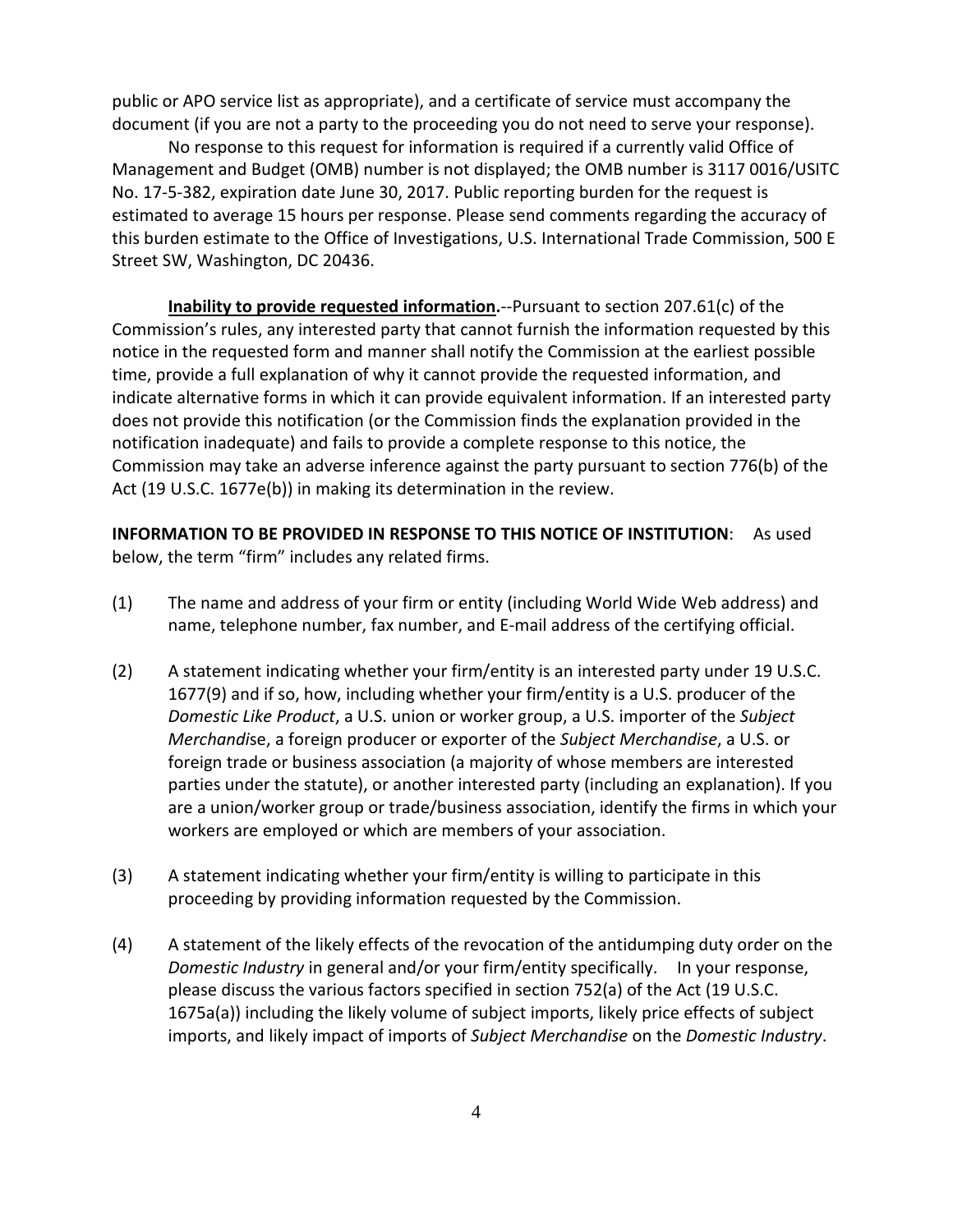public or APO service list as appropriate), and a certificate of service must accompany the document (if you are not a party to the proceeding you do not need to serve your response).

No response to this request for information is required if a currently valid Office of Management and Budget (OMB) number is not displayed; the OMB number is 3117 0016/USITC No. 17-5-382, expiration date June 30, 2017. Public reporting burden for the request is estimated to average 15 hours per response. Please send comments regarding the accuracy of this burden estimate to the Office of Investigations, U.S. International Trade Commission, 500 E Street SW, Washington, DC 20436.

**Inability to provide requested information.**--Pursuant to section 207.61(c) of the Commission's rules, any interested party that cannot furnish the information requested by this notice in the requested form and manner shall notify the Commission at the earliest possible time, provide a full explanation of why it cannot provide the requested information, and indicate alternative forms in which it can provide equivalent information. If an interested party does not provide this notification (or the Commission finds the explanation provided in the notification inadequate) and fails to provide a complete response to this notice, the Commission may take an adverse inference against the party pursuant to section 776(b) of the Act (19 U.S.C. 1677e(b)) in making its determination in the review.

**INFORMATION TO BE PROVIDED IN RESPONSE TO THIS NOTICE OF INSTITUTION**: As used below, the term "firm" includes any related firms.

(1) The name and address of your firm or entity (including World Wide Web address) and name, telephone number, fax number, and E-mail address of the certifying official.

(2) A statement indicating whether your firm/entity is an interested party under 19 U.S.C. 1677(9) and if so, how, including whether your firm/entity is a U.S. producer of the *Domestic Like Product*, a U.S. union or worker group, a U.S. importer of the *Subject Merchandise*, a foreign producer or exporter of the *Subject Merchandise*, a U.S. or foreign trade or business association (a majority of whose members are interested parties under the statute), or another interested party (including an explanation). If you are a union/worker group or trade/business association, identify the firms in which your workers are employed or which are members of your association.

(3) A statement indicating whether your firm/entity is willing to participate in this proceeding by providing information requested by the Commission.

(4) A statement of the likely effects of the revocation of the antidumping duty order on the *Domestic Industry* in general and/or your firm/entity specifically. In your response, please discuss the various factors specified in section 752(a) of the Act (19 U.S.C. 1675a(a)) including the likely volume of subject imports, likely price effects of subject imports, and likely impact of imports of *Subject Merchandise* on the *Domestic Industry*.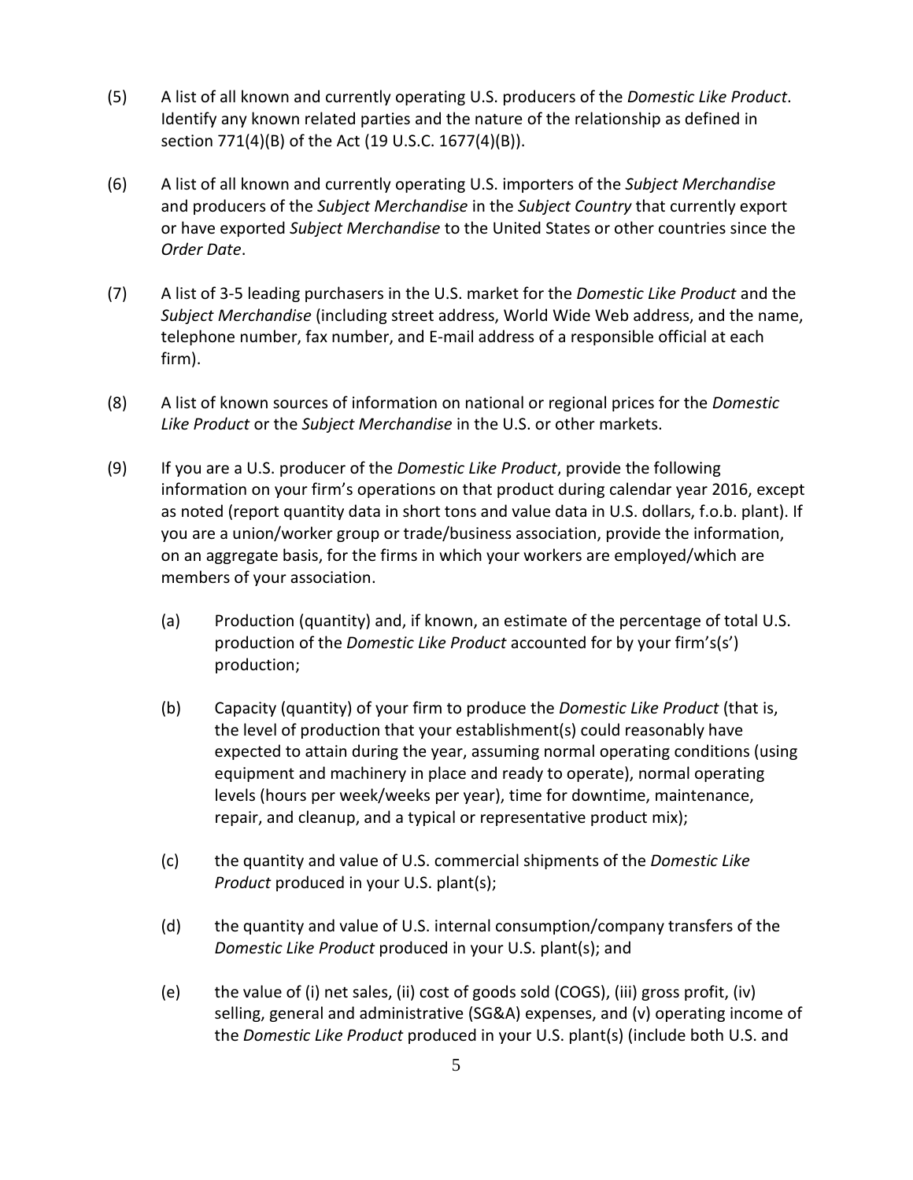(5) A list of all known and currently operating U.S. producers of the *Domestic Like Product*. Identify any known related parties and the nature of the relationship as defined in section 771(4)(B) of the Act (19 U.S.C. 1677(4)(B)).

(6) A list of all known and currently operating U.S. importers of the *Subject Merchandise* and producers of the *Subject Merchandise* in the *Subject Country* that currently export or have exported *Subject Merchandise* to the United States or other countries since the *Order Date*.

(7) A list of 3-5 leading purchasers in the U.S. market for the *Domestic Like Product* and the *Subject Merchandise* (including street address, World Wide Web address, and the name, telephone number, fax number, and E-mail address of a responsible official at each firm).

(8) A list of known sources of information on national or regional prices for the *Domestic Like Product* or the *Subject Merchandise* in the U.S. or other markets.

(9) If you are a U.S. producer of the *Domestic Like Product*, provide the following information on your firm's operations on that product during calendar year 2016, except as noted (report quantity data in short tons and value data in U.S. dollars, f.o.b. plant). If you are a union/worker group or trade/business association, provide the information, on an aggregate basis, for the firms in which your workers are employed/which are members of your association.

  (a) Production (quantity) and, if known, an estimate of the percentage of total U.S. production of the *Domestic Like Product* accounted for by your firm's(s') production;

  (b) Capacity (quantity) of your firm to produce the *Domestic Like Product* (that is, the level of production that your establishment(s) could reasonably have expected to attain during the year, assuming normal operating conditions (using equipment and machinery in place and ready to operate), normal operating levels (hours per week/weeks per year), time for downtime, maintenance, repair, and cleanup, and a typical or representative product mix);

  (c) the quantity and value of U.S. commercial shipments of the *Domestic Like Product* produced in your U.S. plant(s);

  (d) the quantity and value of U.S. internal consumption/company transfers of the *Domestic Like Product* produced in your U.S. plant(s); and

  (e) the value of (i) net sales, (ii) cost of goods sold (COGS), (iii) gross profit, (iv) selling, general and administrative (SG&A) expenses, and (v) operating income of the *Domestic Like Product* produced in your U.S. plant(s) (include both U.S. and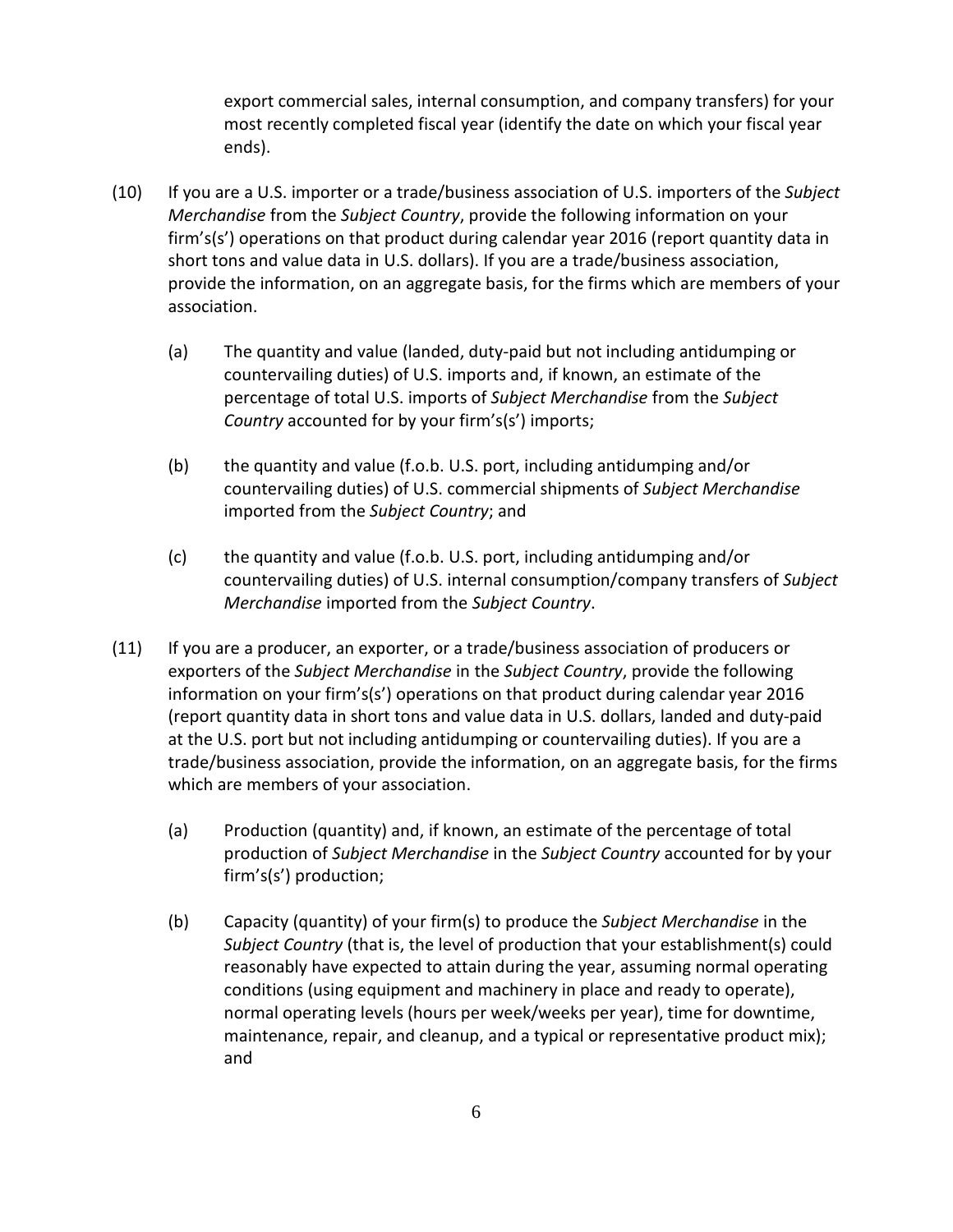export commercial sales, internal consumption, and company transfers) for your most recently completed fiscal year (identify the date on which your fiscal year ends).

(10) If you are a U.S. importer or a trade/business association of U.S. importers of the *Subject Merchandise* from the *Subject Country*, provide the following information on your firm's(s') operations on that product during calendar year 2016 (report quantity data in short tons and value data in U.S. dollars). If you are a trade/business association, provide the information, on an aggregate basis, for the firms which are members of your association.

   (a) The quantity and value (landed, duty-paid but not including antidumping or countervailing duties) of U.S. imports and, if known, an estimate of the percentage of total U.S. imports of *Subject Merchandise* from the *Subject Country* accounted for by your firm's(s') imports;

   (b) the quantity and value (f.o.b. U.S. port, including antidumping and/or countervailing duties) of U.S. commercial shipments of *Subject Merchandise* imported from the *Subject Country*; and

   (c) the quantity and value (f.o.b. U.S. port, including antidumping and/or countervailing duties) of U.S. internal consumption/company transfers of *Subject Merchandise* imported from the *Subject Country*.

(11) If you are a producer, an exporter, or a trade/business association of producers or exporters of the *Subject Merchandise* in the *Subject Country*, provide the following information on your firm's(s') operations on that product during calendar year 2016 (report quantity data in short tons and value data in U.S. dollars, landed and duty-paid at the U.S. port but not including antidumping or countervailing duties). If you are a trade/business association, provide the information, on an aggregate basis, for the firms which are members of your association.

   (a) Production (quantity) and, if known, an estimate of the percentage of total production of *Subject Merchandise* in the *Subject Country* accounted for by your firm's(s') production;

   (b) Capacity (quantity) of your firm(s) to produce the *Subject Merchandise* in the *Subject Country* (that is, the level of production that your establishment(s) could reasonably have expected to attain during the year, assuming normal operating conditions (using equipment and machinery in place and ready to operate), normal operating levels (hours per week/weeks per year), time for downtime, maintenance, repair, and cleanup, and a typical or representative product mix); and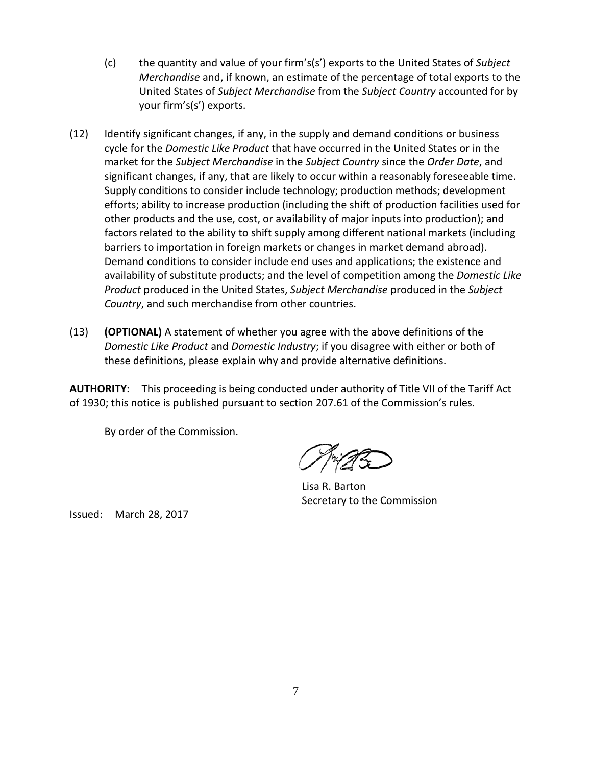(c) the quantity and value of your firm's(s') exports to the United States of *Subject Merchandise* and, if known, an estimate of the percentage of total exports to the United States of *Subject Merchandise* from the *Subject Country* accounted for by your firm's(s') exports.

(12) Identify significant changes, if any, in the supply and demand conditions or business cycle for the *Domestic Like Product* that have occurred in the United States or in the market for the *Subject Merchandise* in the *Subject Country* since the *Order Date*, and significant changes, if any, that are likely to occur within a reasonably foreseeable time. Supply conditions to consider include technology; production methods; development efforts; ability to increase production (including the shift of production facilities used for other products and the use, cost, or availability of major inputs into production); and factors related to the ability to shift supply among different national markets (including barriers to importation in foreign markets or changes in market demand abroad). Demand conditions to consider include end uses and applications; the existence and availability of substitute products; and the level of competition among the *Domestic Like Product* produced in the United States, *Subject Merchandise* produced in the *Subject Country*, and such merchandise from other countries.

(13) **(OPTIONAL)** A statement of whether you agree with the above definitions of the *Domestic Like Product* and *Domestic Industry*; if you disagree with either or both of these definitions, please explain why and provide alternative definitions.

**AUTHORITY**: This proceeding is being conducted under authority of Title VII of the Tariff Act of 1930; this notice is published pursuant to section 207.61 of the Commission's rules.

By order of the Commission.

Lisa R. Barton
Secretary to the Commission

Issued: March 28, 2017